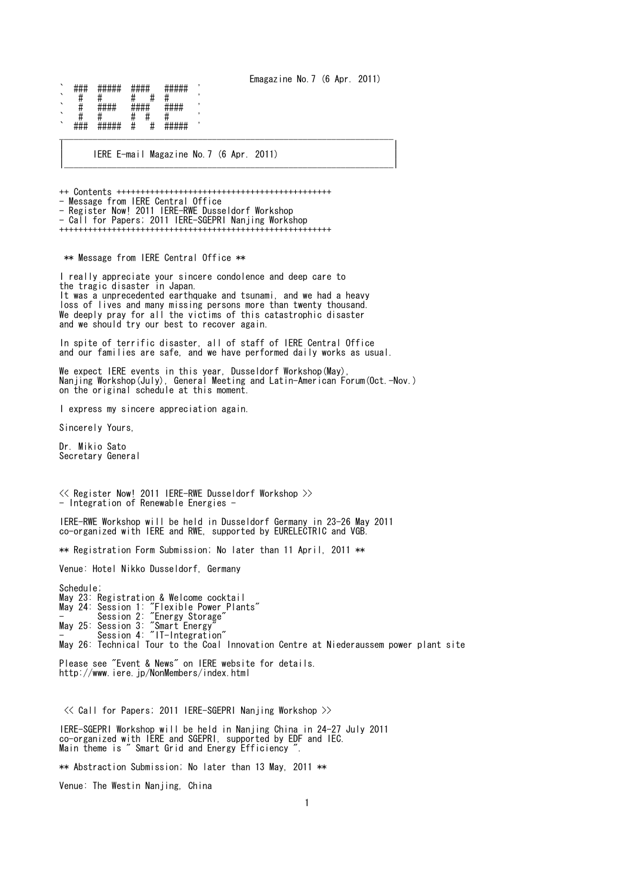Emagazine No.7 (6 Apr. 2011)

```
` ###  #####  ####   #####  '
`  #   #      #   #  #      '
`  #   ####   ####   ####   '
`  #   #      #  #   #      '
` ###  #####  #   #  #####  '
```

# IERE E-mail Magazine No.7 (6 Apr. 2011)

++ Contents ++++++++++++++++++++++++++++++++++++++++++++++

- Message from IERE Central Office
- Register Now! 2011 IERE-RWE Dusseldorf Workshop
- Call for Papers; 2011 IERE-SGEPRI Nanjing Workshop

++++++++++++++++++++++++++++++++++++++++++++++++++++++++++

## ** Message from IERE Central Office **

I really appreciate your sincere condolence and deep care to the tragic disaster in Japan.
It was a unprecedented earthquake and tsunami, and we had a heavy loss of lives and many missing persons more than twenty thousand.
We deeply pray for all the victims of this catastrophic disaster and we should try our best to recover again.

In spite of terrific disaster, all of staff of IERE Central Office and our families are safe, and we have performed daily works as usual.

We expect IERE events in this year, Dusseldorf Workshop(May), Nanjing Workshop(July), General Meeting and Latin-American Forum(Oct.-Nov.) on the original schedule at this moment.

I express my sincere appreciation again.

Sincerely Yours,

Dr. Mikio Sato
Secretary General

## << Register Now! 2011 IERE-RWE Dusseldorf Workshop >>

- Integration of Renewable Energies -

IERE-RWE Workshop will be held in Dusseldorf Germany in 23-26 May 2011 co-organized with IERE and RWE, supported by EURELECTRIC and VGB.

** Registration Form Submission; No later than 11 April, 2011 **

Venue: Hotel Nikko Dusseldorf, Germany

Schedule;
May 23: Registration & Welcome cocktail
May 24: Session 1: "Flexible Power Plants"
- Session 2: "Energy Storage"
May 25: Session 3: "Smart Energy"
- Session 4: "IT-Integration"
May 26: Technical Tour to the Coal Innovation Centre at Niederaussem power plant site

Please see "Event & News" on IERE website for details.
http://www.iere.jp/NonMembers/index.html

## << Call for Papers; 2011 IERE-SGEPRI Nanjing Workshop >>

IERE-SGEPRI Workshop will be held in Nanjing China in 24-27 July 2011 co-organized with IERE and SGEPRI, supported by EDF and IEC.
Main theme is " Smart Grid and Energy Efficiency ".

** Abstraction Submission; No later than 13 May, 2011 **

Venue: The Westin Nanjing, China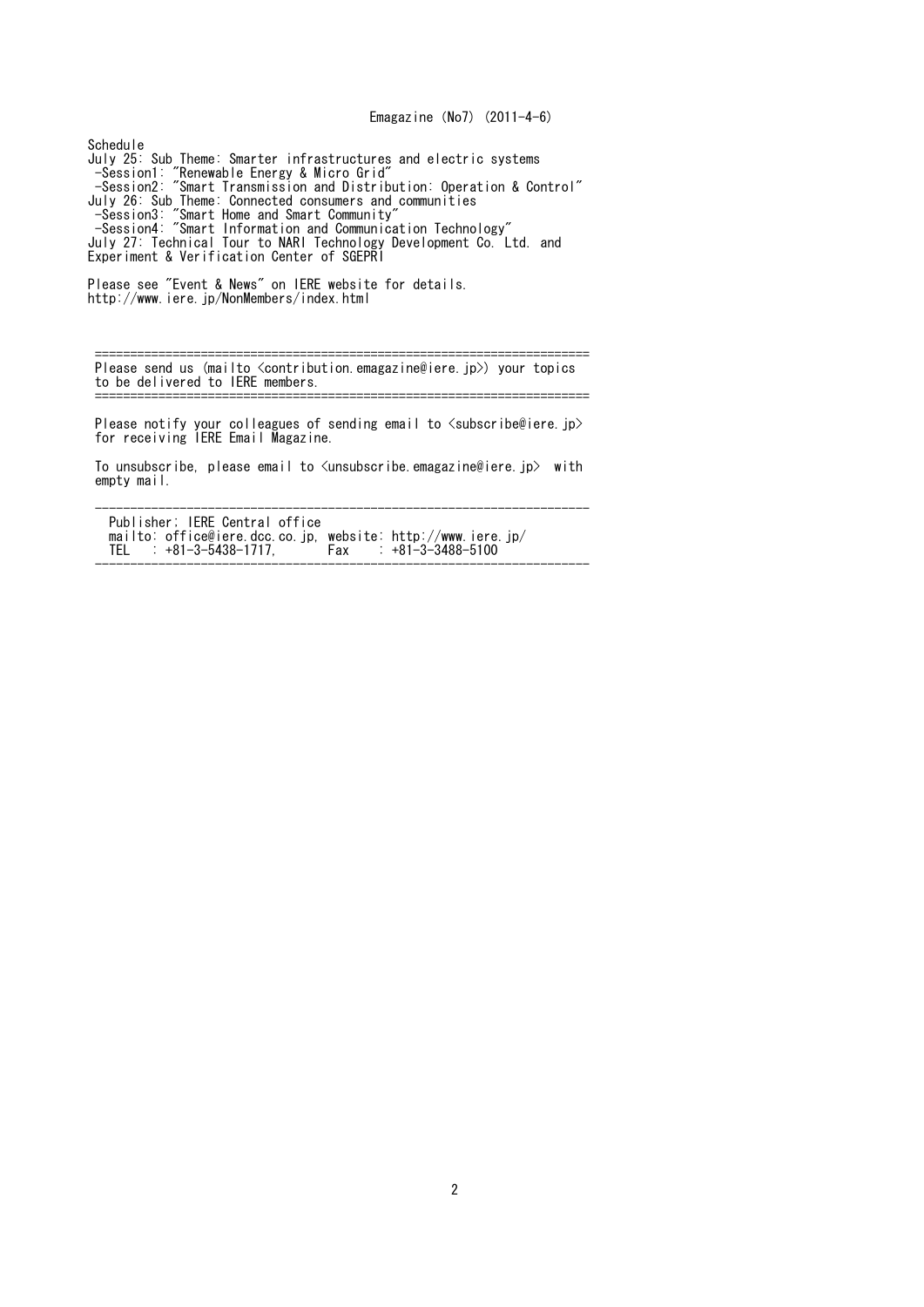Schedule

July 25: Sub Theme: Smarter infrastructures and electric systems
- -Session1: "Renewable Energy & Micro Grid"
- -Session2: "Smart Transmission and Distribution: Operation & Control"

July 26: Sub Theme: Connected consumers and communities
- -Session3: "Smart Home and Smart Community"
- -Session4: "Smart Information and Communication Technology"

July 27: Technical Tour to NARI Technology Development Co. Ltd. and Experiment & Verification Center of SGEPRI

Please see "Event & News" on IERE website for details.
http://www.iere.jp/NonMembers/index.html

======================================================================
Please send us (mailto <contribution.emagazine@iere.jp>) your topics to be delivered to IERE members.
======================================================================

Please notify your colleagues of sending email to <subscribe@iere.jp> for receiving IERE Email Magazine.

To unsubscribe, please email to <unsubscribe.emagazine@iere.jp> with empty mail.

----------------------------------------------------------------------

Publisher: IERE Central office
mailto: office@iere.dcc.co.jp, website: http://www.iere.jp/
TEL : +81-3-5438-1717, Fax : +81-3-3488-5100

----------------------------------------------------------------------